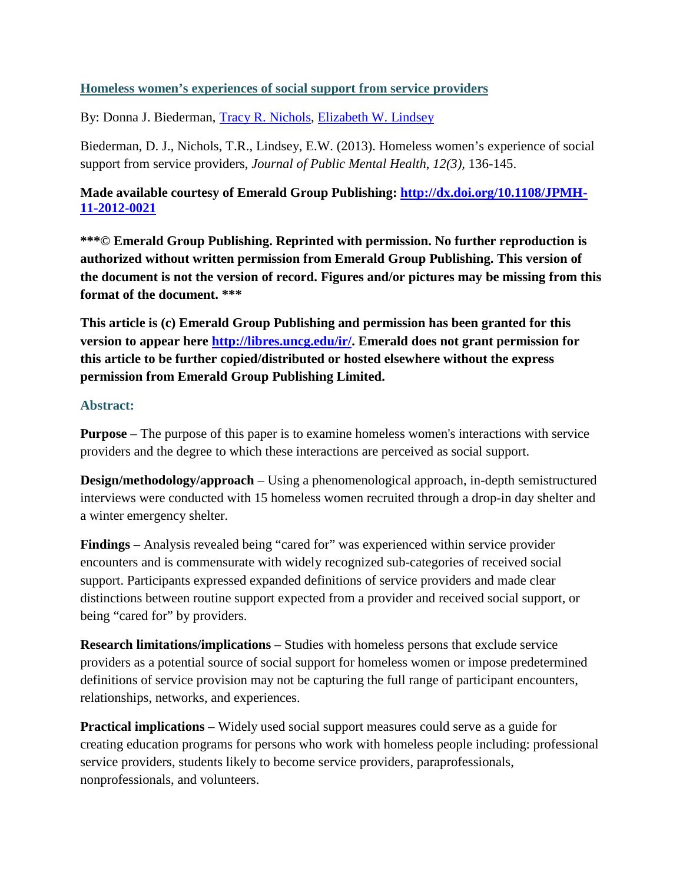**Homeless women's experiences of social support from service providers**

By: Donna J. Biederman, Tracy R. Nichols, Elizabeth W. Lindsey

Biederman, D. J., Nichols, T.R., Lindsey, E.W. (2013). Homeless women's experience of social support from service providers, *Journal of Public Mental Health, 12(3),* 136-145.

**Made available courtesy of Emerald Group Publishing: http://dx.doi.org/10.1108/JPMH-11-2012-0021**

**\*\*\*© Emerald Group Publishing. Reprinted with permission. No further reproduction is authorized without written permission from Emerald Group Publishing. This version of the document is not the version of record. Figures and/or pictures may be missing from this format of the document. \*\*\***

**This article is (c) Emerald Group Publishing and permission has been granted for this version to appear here http://libres.uncg.edu/ir/. Emerald does not grant permission for this article to be further copied/distributed or hosted elsewhere without the express permission from Emerald Group Publishing Limited.**

## Abstract:

**Purpose** – The purpose of this paper is to examine homeless women's interactions with service providers and the degree to which these interactions are perceived as social support.

**Design/methodology/approach** – Using a phenomenological approach, in-depth semistructured interviews were conducted with 15 homeless women recruited through a drop-in day shelter and a winter emergency shelter.

**Findings** – Analysis revealed being "cared for" was experienced within service provider encounters and is commensurate with widely recognized sub-categories of received social support. Participants expressed expanded definitions of service providers and made clear distinctions between routine support expected from a provider and received social support, or being "cared for" by providers.

**Research limitations/implications** – Studies with homeless persons that exclude service providers as a potential source of social support for homeless women or impose predetermined definitions of service provision may not be capturing the full range of participant encounters, relationships, networks, and experiences.

**Practical implications** – Widely used social support measures could serve as a guide for creating education programs for persons who work with homeless people including: professional service providers, students likely to become service providers, paraprofessionals, nonprofessionals, and volunteers.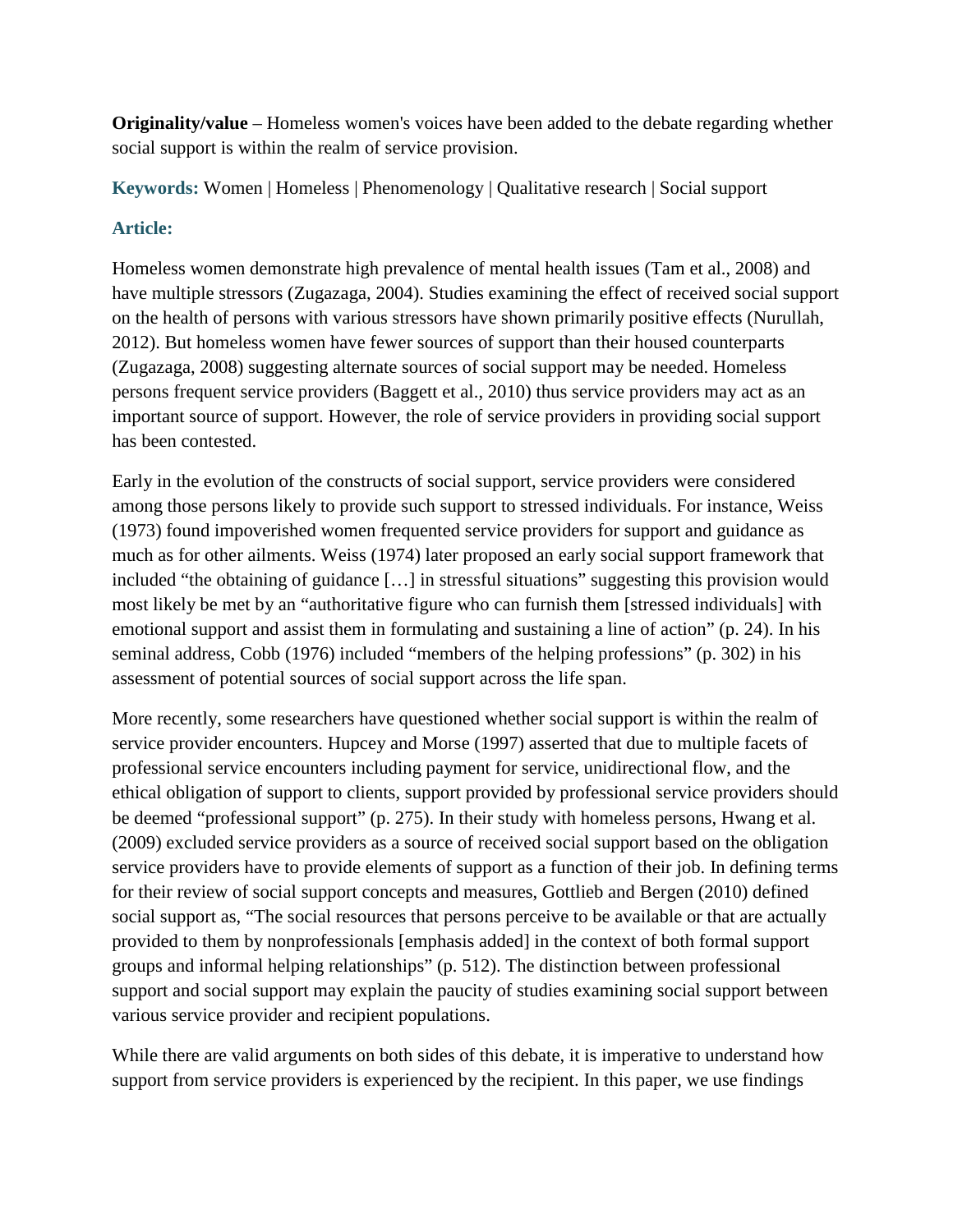**Originality/value** – Homeless women's voices have been added to the debate regarding whether social support is within the realm of service provision.

**Keywords:** Women | Homeless | Phenomenology | Qualitative research | Social support

**Article:**

Homeless women demonstrate high prevalence of mental health issues (Tam et al., 2008) and have multiple stressors (Zugazaga, 2004). Studies examining the effect of received social support on the health of persons with various stressors have shown primarily positive effects (Nurullah, 2012). But homeless women have fewer sources of support than their housed counterparts (Zugazaga, 2008) suggesting alternate sources of social support may be needed. Homeless persons frequent service providers (Baggett et al., 2010) thus service providers may act as an important source of support. However, the role of service providers in providing social support has been contested.

Early in the evolution of the constructs of social support, service providers were considered among those persons likely to provide such support to stressed individuals. For instance, Weiss (1973) found impoverished women frequented service providers for support and guidance as much as for other ailments. Weiss (1974) later proposed an early social support framework that included "the obtaining of guidance […] in stressful situations" suggesting this provision would most likely be met by an "authoritative figure who can furnish them [stressed individuals] with emotional support and assist them in formulating and sustaining a line of action" (p. 24). In his seminal address, Cobb (1976) included "members of the helping professions" (p. 302) in his assessment of potential sources of social support across the life span.

More recently, some researchers have questioned whether social support is within the realm of service provider encounters. Hupcey and Morse (1997) asserted that due to multiple facets of professional service encounters including payment for service, unidirectional flow, and the ethical obligation of support to clients, support provided by professional service providers should be deemed "professional support" (p. 275). In their study with homeless persons, Hwang et al. (2009) excluded service providers as a source of received social support based on the obligation service providers have to provide elements of support as a function of their job. In defining terms for their review of social support concepts and measures, Gottlieb and Bergen (2010) defined social support as, "The social resources that persons perceive to be available or that are actually provided to them by nonprofessionals [emphasis added] in the context of both formal support groups and informal helping relationships" (p. 512). The distinction between professional support and social support may explain the paucity of studies examining social support between various service provider and recipient populations.

While there are valid arguments on both sides of this debate, it is imperative to understand how support from service providers is experienced by the recipient. In this paper, we use findings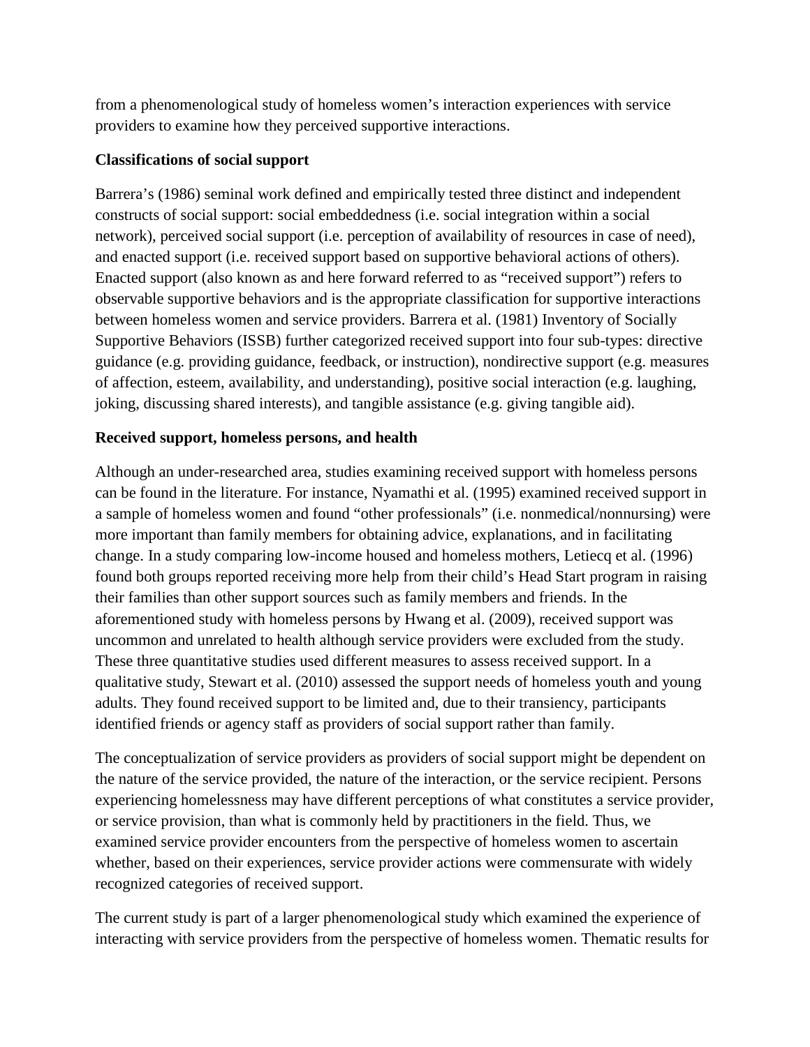from a phenomenological study of homeless women's interaction experiences with service providers to examine how they perceived supportive interactions.

## Classifications of social support

Barrera's (1986) seminal work defined and empirically tested three distinct and independent constructs of social support: social embeddedness (i.e. social integration within a social network), perceived social support (i.e. perception of availability of resources in case of need), and enacted support (i.e. received support based on supportive behavioral actions of others). Enacted support (also known as and here forward referred to as "received support") refers to observable supportive behaviors and is the appropriate classification for supportive interactions between homeless women and service providers. Barrera et al. (1981) Inventory of Socially Supportive Behaviors (ISSB) further categorized received support into four sub-types: directive guidance (e.g. providing guidance, feedback, or instruction), nondirective support (e.g. measures of affection, esteem, availability, and understanding), positive social interaction (e.g. laughing, joking, discussing shared interests), and tangible assistance (e.g. giving tangible aid).

## Received support, homeless persons, and health

Although an under-researched area, studies examining received support with homeless persons can be found in the literature. For instance, Nyamathi et al. (1995) examined received support in a sample of homeless women and found "other professionals" (i.e. nonmedical/nonnursing) were more important than family members for obtaining advice, explanations, and in facilitating change. In a study comparing low-income housed and homeless mothers, Letiecq et al. (1996) found both groups reported receiving more help from their child's Head Start program in raising their families than other support sources such as family members and friends. In the aforementioned study with homeless persons by Hwang et al. (2009), received support was uncommon and unrelated to health although service providers were excluded from the study. These three quantitative studies used different measures to assess received support. In a qualitative study, Stewart et al. (2010) assessed the support needs of homeless youth and young adults. They found received support to be limited and, due to their transiency, participants identified friends or agency staff as providers of social support rather than family.

The conceptualization of service providers as providers of social support might be dependent on the nature of the service provided, the nature of the interaction, or the service recipient. Persons experiencing homelessness may have different perceptions of what constitutes a service provider, or service provision, than what is commonly held by practitioners in the field. Thus, we examined service provider encounters from the perspective of homeless women to ascertain whether, based on their experiences, service provider actions were commensurate with widely recognized categories of received support.

The current study is part of a larger phenomenological study which examined the experience of interacting with service providers from the perspective of homeless women. Thematic results for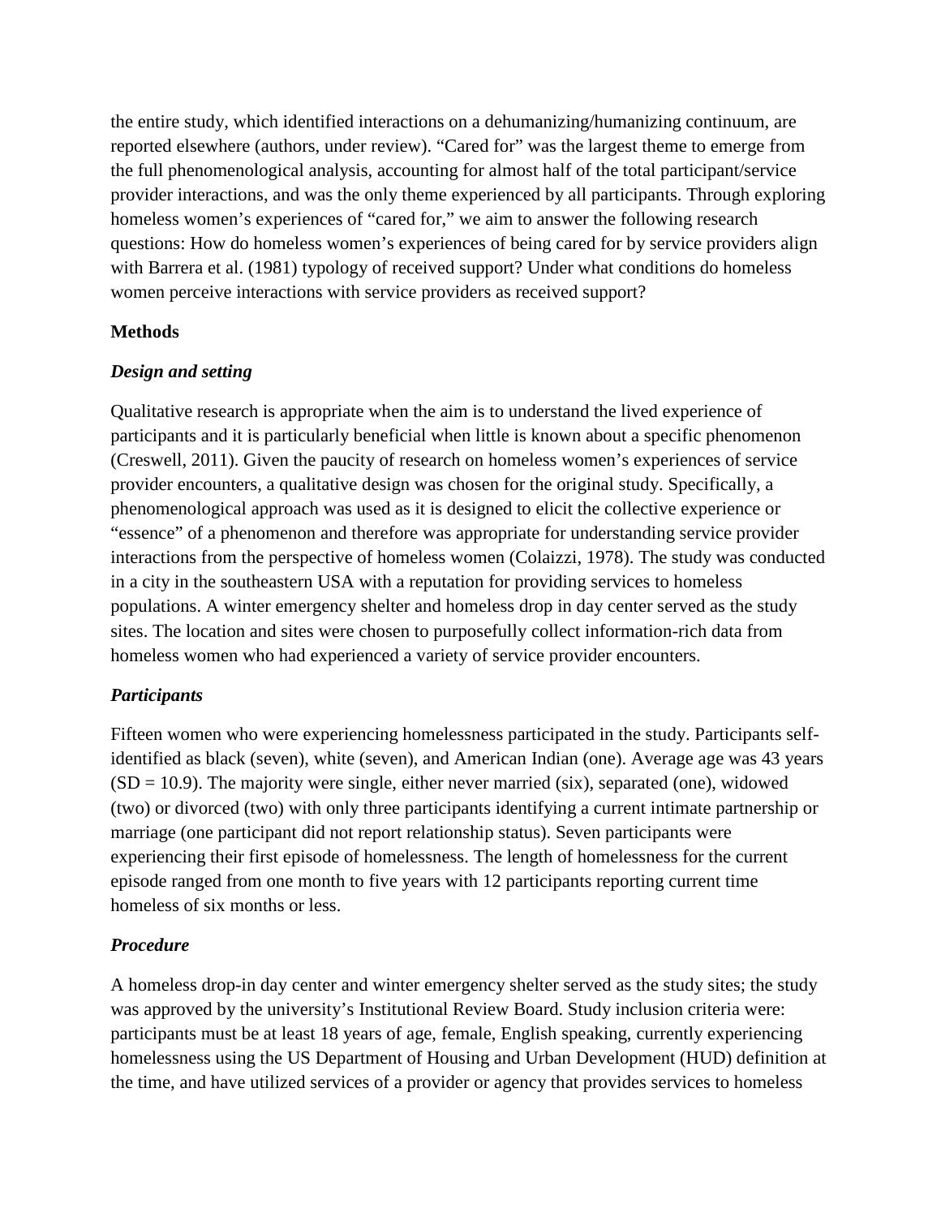the entire study, which identified interactions on a dehumanizing/humanizing continuum, are reported elsewhere (authors, under review). "Cared for" was the largest theme to emerge from the full phenomenological analysis, accounting for almost half of the total participant/service provider interactions, and was the only theme experienced by all participants. Through exploring homeless women's experiences of "cared for," we aim to answer the following research questions: How do homeless women's experiences of being cared for by service providers align with Barrera et al. (1981) typology of received support? Under what conditions do homeless women perceive interactions with service providers as received support?

## Methods

### *Design and setting*

Qualitative research is appropriate when the aim is to understand the lived experience of participants and it is particularly beneficial when little is known about a specific phenomenon (Creswell, 2011). Given the paucity of research on homeless women's experiences of service provider encounters, a qualitative design was chosen for the original study. Specifically, a phenomenological approach was used as it is designed to elicit the collective experience or "essence" of a phenomenon and therefore was appropriate for understanding service provider interactions from the perspective of homeless women (Colaizzi, 1978). The study was conducted in a city in the southeastern USA with a reputation for providing services to homeless populations. A winter emergency shelter and homeless drop in day center served as the study sites. The location and sites were chosen to purposefully collect information-rich data from homeless women who had experienced a variety of service provider encounters.

### *Participants*

Fifteen women who were experiencing homelessness participated in the study. Participants self-identified as black (seven), white (seven), and American Indian (one). Average age was 43 years (SD = 10.9). The majority were single, either never married (six), separated (one), widowed (two) or divorced (two) with only three participants identifying a current intimate partnership or marriage (one participant did not report relationship status). Seven participants were experiencing their first episode of homelessness. The length of homelessness for the current episode ranged from one month to five years with 12 participants reporting current time homeless of six months or less.

### *Procedure*

A homeless drop-in day center and winter emergency shelter served as the study sites; the study was approved by the university's Institutional Review Board. Study inclusion criteria were: participants must be at least 18 years of age, female, English speaking, currently experiencing homelessness using the US Department of Housing and Urban Development (HUD) definition at the time, and have utilized services of a provider or agency that provides services to homeless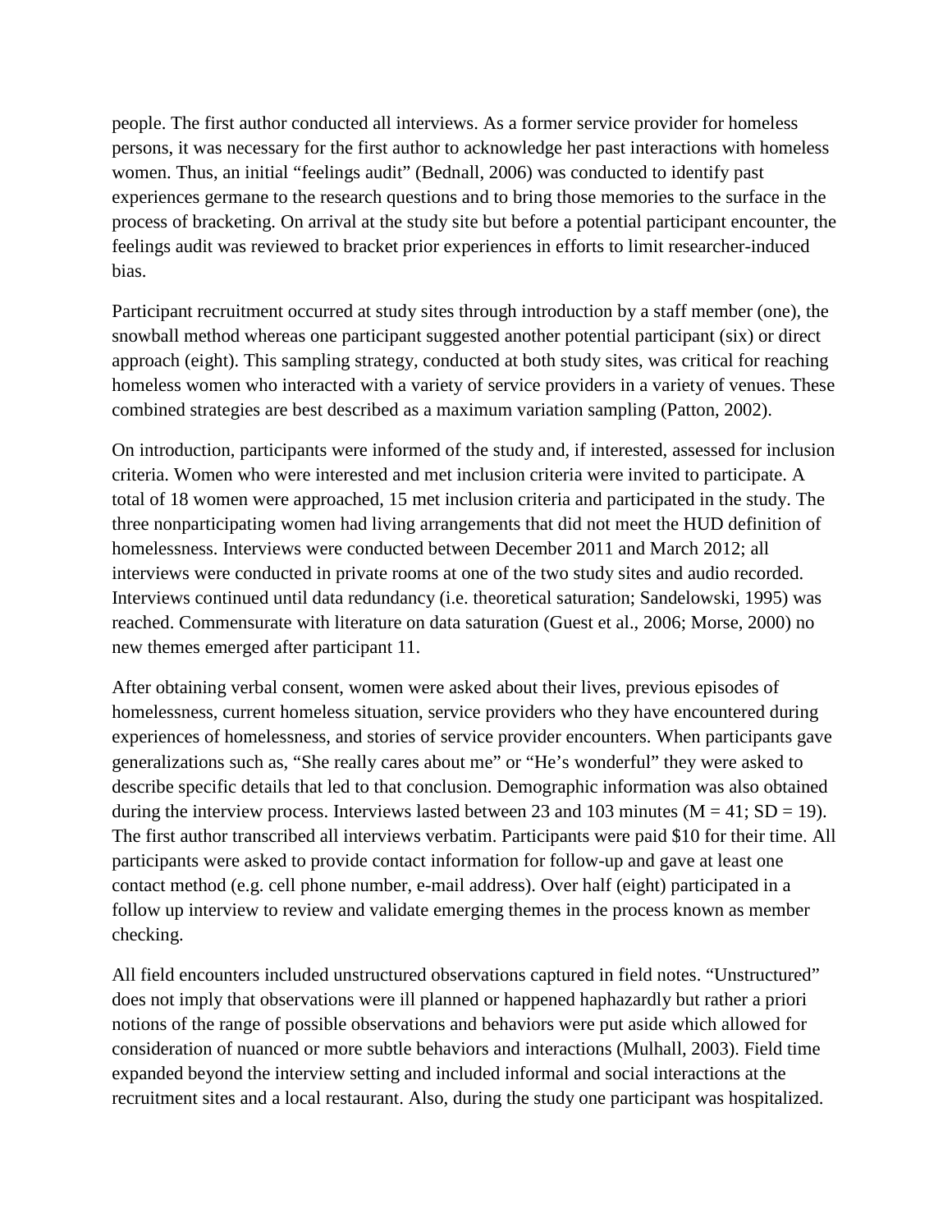people. The first author conducted all interviews. As a former service provider for homeless persons, it was necessary for the first author to acknowledge her past interactions with homeless women. Thus, an initial "feelings audit" (Bednall, 2006) was conducted to identify past experiences germane to the research questions and to bring those memories to the surface in the process of bracketing. On arrival at the study site but before a potential participant encounter, the feelings audit was reviewed to bracket prior experiences in efforts to limit researcher-induced bias.

Participant recruitment occurred at study sites through introduction by a staff member (one), the snowball method whereas one participant suggested another potential participant (six) or direct approach (eight). This sampling strategy, conducted at both study sites, was critical for reaching homeless women who interacted with a variety of service providers in a variety of venues. These combined strategies are best described as a maximum variation sampling (Patton, 2002).

On introduction, participants were informed of the study and, if interested, assessed for inclusion criteria. Women who were interested and met inclusion criteria were invited to participate. A total of 18 women were approached, 15 met inclusion criteria and participated in the study. The three nonparticipating women had living arrangements that did not meet the HUD definition of homelessness. Interviews were conducted between December 2011 and March 2012; all interviews were conducted in private rooms at one of the two study sites and audio recorded. Interviews continued until data redundancy (i.e. theoretical saturation; Sandelowski, 1995) was reached. Commensurate with literature on data saturation (Guest et al., 2006; Morse, 2000) no new themes emerged after participant 11.

After obtaining verbal consent, women were asked about their lives, previous episodes of homelessness, current homeless situation, service providers who they have encountered during experiences of homelessness, and stories of service provider encounters. When participants gave generalizations such as, "She really cares about me" or "He's wonderful" they were asked to describe specific details that led to that conclusion. Demographic information was also obtained during the interview process. Interviews lasted between 23 and 103 minutes ($M = 41$; $SD = 19$). The first author transcribed all interviews verbatim. Participants were paid $10 for their time. All participants were asked to provide contact information for follow-up and gave at least one contact method (e.g. cell phone number, e-mail address). Over half (eight) participated in a follow up interview to review and validate emerging themes in the process known as member checking.

All field encounters included unstructured observations captured in field notes. "Unstructured" does not imply that observations were ill planned or happened haphazardly but rather a priori notions of the range of possible observations and behaviors were put aside which allowed for consideration of nuanced or more subtle behaviors and interactions (Mulhall, 2003). Field time expanded beyond the interview setting and included informal and social interactions at the recruitment sites and a local restaurant. Also, during the study one participant was hospitalized.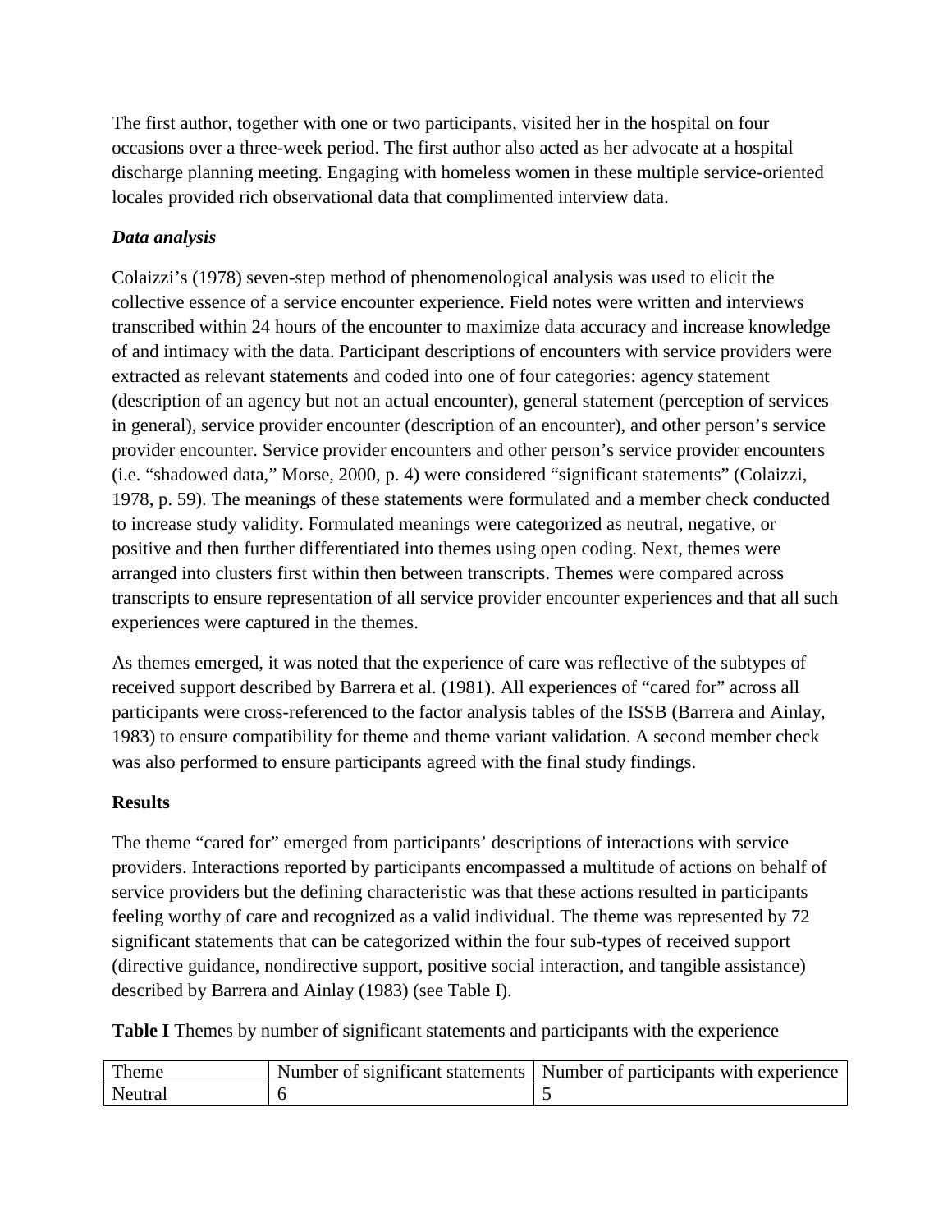The first author, together with one or two participants, visited her in the hospital on four occasions over a three-week period. The first author also acted as her advocate at a hospital discharge planning meeting. Engaging with homeless women in these multiple service-oriented locales provided rich observational data that complimented interview data.

### *Data analysis*

Colaizzi's (1978) seven-step method of phenomenological analysis was used to elicit the collective essence of a service encounter experience. Field notes were written and interviews transcribed within 24 hours of the encounter to maximize data accuracy and increase knowledge of and intimacy with the data. Participant descriptions of encounters with service providers were extracted as relevant statements and coded into one of four categories: agency statement (description of an agency but not an actual encounter), general statement (perception of services in general), service provider encounter (description of an encounter), and other person's service provider encounter. Service provider encounters and other person's service provider encounters (i.e. "shadowed data," Morse, 2000, p. 4) were considered "significant statements" (Colaizzi, 1978, p. 59). The meanings of these statements were formulated and a member check conducted to increase study validity. Formulated meanings were categorized as neutral, negative, or positive and then further differentiated into themes using open coding. Next, themes were arranged into clusters first within then between transcripts. Themes were compared across transcripts to ensure representation of all service provider encounter experiences and that all such experiences were captured in the themes.

As themes emerged, it was noted that the experience of care was reflective of the subtypes of received support described by Barrera et al. (1981). All experiences of "cared for" across all participants were cross-referenced to the factor analysis tables of the ISSB (Barrera and Ainlay, 1983) to ensure compatibility for theme and theme variant validation. A second member check was also performed to ensure participants agreed with the final study findings.

## Results

The theme "cared for" emerged from participants' descriptions of interactions with service providers. Interactions reported by participants encompassed a multitude of actions on behalf of service providers but the defining characteristic was that these actions resulted in participants feeling worthy of care and recognized as a valid individual. The theme was represented by 72 significant statements that can be categorized within the four sub-types of received support (directive guidance, nondirective support, positive social interaction, and tangible assistance) described by Barrera and Ainlay (1983) (see Table I).

**Table I** Themes by number of significant statements and participants with the experience

| Theme | Number of significant statements | Number of participants with experience |
| --- | --- | --- |
| Neutral | 6 | 5 |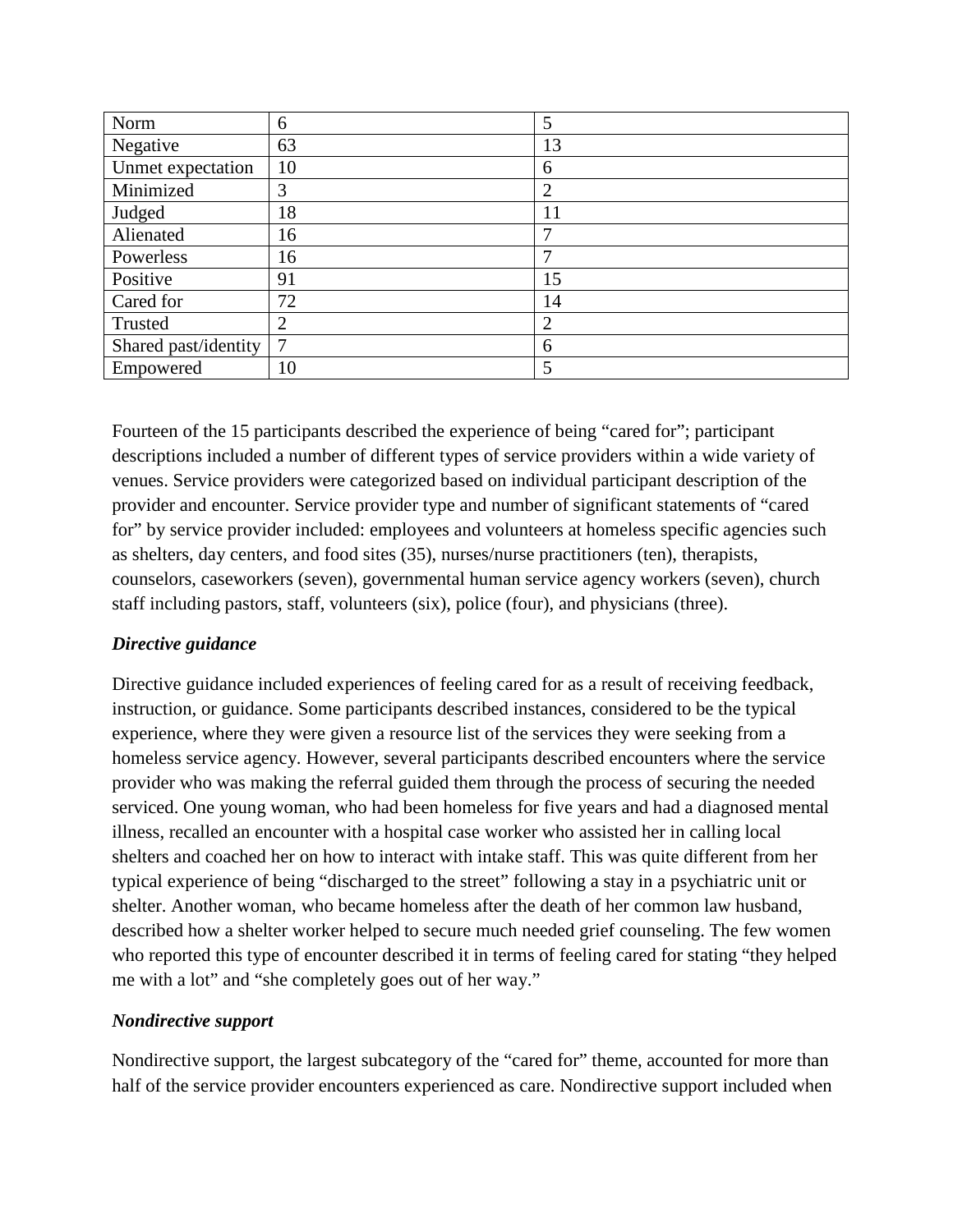| | | |
|---|---|---|
| Norm | 6 | 5 |
| Negative | 63 | 13 |
| Unmet expectation | 10 | 6 |
| Minimized | 3 | 2 |
| Judged | 18 | 11 |
| Alienated | 16 | 7 |
| Powerless | 16 | 7 |
| Positive | 91 | 15 |
| Cared for | 72 | 14 |
| Trusted | 2 | 2 |
| Shared past/identity | 7 | 6 |
| Empowered | 10 | 5 |

Fourteen of the 15 participants described the experience of being "cared for"; participant descriptions included a number of different types of service providers within a wide variety of venues. Service providers were categorized based on individual participant description of the provider and encounter. Service provider type and number of significant statements of "cared for" by service provider included: employees and volunteers at homeless specific agencies such as shelters, day centers, and food sites (35), nurses/nurse practitioners (ten), therapists, counselors, caseworkers (seven), governmental human service agency workers (seven), church staff including pastors, staff, volunteers (six), police (four), and physicians (three).

### *Directive guidance*

Directive guidance included experiences of feeling cared for as a result of receiving feedback, instruction, or guidance. Some participants described instances, considered to be the typical experience, where they were given a resource list of the services they were seeking from a homeless service agency. However, several participants described encounters where the service provider who was making the referral guided them through the process of securing the needed serviced. One young woman, who had been homeless for five years and had a diagnosed mental illness, recalled an encounter with a hospital case worker who assisted her in calling local shelters and coached her on how to interact with intake staff. This was quite different from her typical experience of being "discharged to the street" following a stay in a psychiatric unit or shelter. Another woman, who became homeless after the death of her common law husband, described how a shelter worker helped to secure much needed grief counseling. The few women who reported this type of encounter described it in terms of feeling cared for stating "they helped me with a lot" and "she completely goes out of her way."

### *Nondirective support*

Nondirective support, the largest subcategory of the "cared for" theme, accounted for more than half of the service provider encounters experienced as care. Nondirective support included when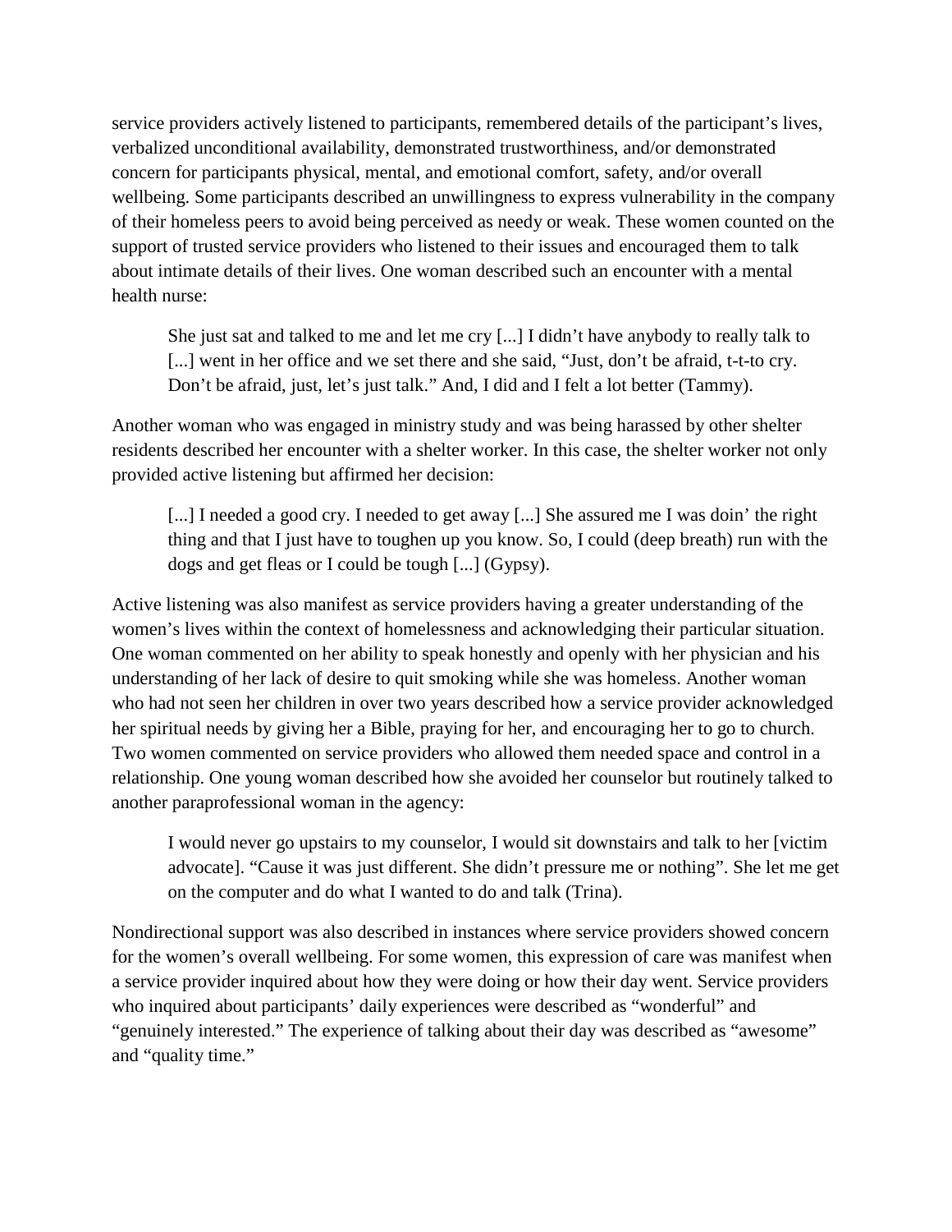service providers actively listened to participants, remembered details of the participant's lives, verbalized unconditional availability, demonstrated trustworthiness, and/or demonstrated concern for participants physical, mental, and emotional comfort, safety, and/or overall wellbeing. Some participants described an unwillingness to express vulnerability in the company of their homeless peers to avoid being perceived as needy or weak. These women counted on the support of trusted service providers who listened to their issues and encouraged them to talk about intimate details of their lives. One woman described such an encounter with a mental health nurse:

> She just sat and talked to me and let me cry [...] I didn't have anybody to really talk to [...] went in her office and we set there and she said, "Just, don't be afraid, t-t-to cry. Don't be afraid, just, let's just talk." And, I did and I felt a lot better (Tammy).

Another woman who was engaged in ministry study and was being harassed by other shelter residents described her encounter with a shelter worker. In this case, the shelter worker not only provided active listening but affirmed her decision:

> [...] I needed a good cry. I needed to get away [...] She assured me I was doin' the right thing and that I just have to toughen up you know. So, I could (deep breath) run with the dogs and get fleas or I could be tough [...] (Gypsy).

Active listening was also manifest as service providers having a greater understanding of the women's lives within the context of homelessness and acknowledging their particular situation. One woman commented on her ability to speak honestly and openly with her physician and his understanding of her lack of desire to quit smoking while she was homeless. Another woman who had not seen her children in over two years described how a service provider acknowledged her spiritual needs by giving her a Bible, praying for her, and encouraging her to go to church. Two women commented on service providers who allowed them needed space and control in a relationship. One young woman described how she avoided her counselor but routinely talked to another paraprofessional woman in the agency:

> I would never go upstairs to my counselor, I would sit downstairs and talk to her [victim advocate]. "Cause it was just different. She didn't pressure me or nothing". She let me get on the computer and do what I wanted to do and talk (Trina).

Nondirectional support was also described in instances where service providers showed concern for the women's overall wellbeing. For some women, this expression of care was manifest when a service provider inquired about how they were doing or how their day went. Service providers who inquired about participants' daily experiences were described as "wonderful" and "genuinely interested." The experience of talking about their day was described as "awesome" and "quality time."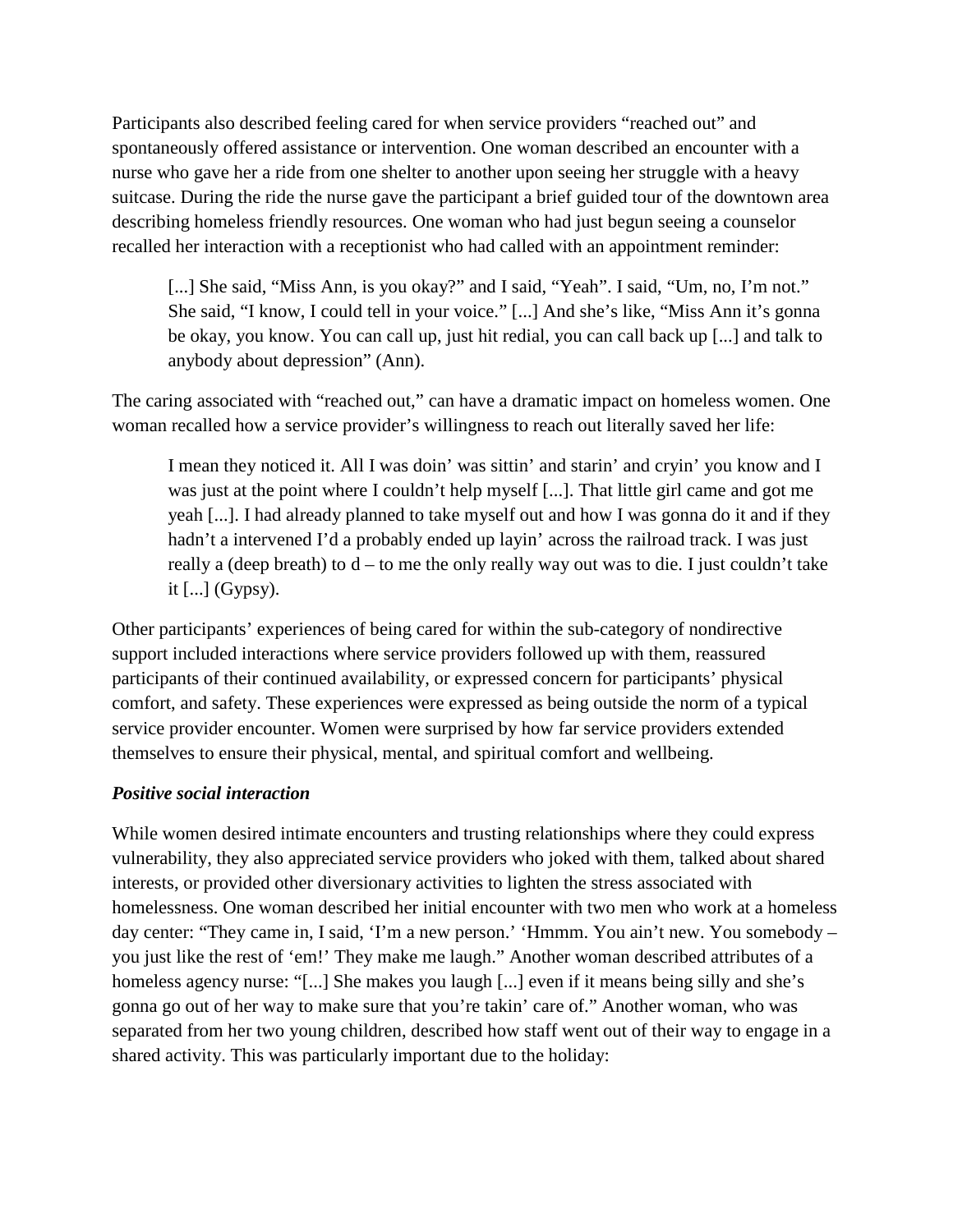Participants also described feeling cared for when service providers "reached out" and spontaneously offered assistance or intervention. One woman described an encounter with a nurse who gave her a ride from one shelter to another upon seeing her struggle with a heavy suitcase. During the ride the nurse gave the participant a brief guided tour of the downtown area describing homeless friendly resources. One woman who had just begun seeing a counselor recalled her interaction with a receptionist who had called with an appointment reminder:

> [...] She said, "Miss Ann, is you okay?" and I said, "Yeah". I said, "Um, no, I'm not." She said, "I know, I could tell in your voice." [...] And she's like, "Miss Ann it's gonna be okay, you know. You can call up, just hit redial, you can call back up [...] and talk to anybody about depression" (Ann).

The caring associated with "reached out," can have a dramatic impact on homeless women. One woman recalled how a service provider's willingness to reach out literally saved her life:

> I mean they noticed it. All I was doin' was sittin' and starin' and cryin' you know and I was just at the point where I couldn't help myself [...]. That little girl came and got me yeah [...]. I had already planned to take myself out and how I was gonna do it and if they hadn't a intervened I'd a probably ended up layin' across the railroad track. I was just really a (deep breath) to d – to me the only really way out was to die. I just couldn't take it [...] (Gypsy).

Other participants' experiences of being cared for within the sub-category of nondirective support included interactions where service providers followed up with them, reassured participants of their continued availability, or expressed concern for participants' physical comfort, and safety. These experiences were expressed as being outside the norm of a typical service provider encounter. Women were surprised by how far service providers extended themselves to ensure their physical, mental, and spiritual comfort and wellbeing.

### *Positive social interaction*

While women desired intimate encounters and trusting relationships where they could express vulnerability, they also appreciated service providers who joked with them, talked about shared interests, or provided other diversionary activities to lighten the stress associated with homelessness. One woman described her initial encounter with two men who work at a homeless day center: "They came in, I said, 'I'm a new person.' 'Hmmm. You ain't new. You somebody – you just like the rest of 'em!' They make me laugh." Another woman described attributes of a homeless agency nurse: "[...] She makes you laugh [...] even if it means being silly and she's gonna go out of her way to make sure that you're takin' care of." Another woman, who was separated from her two young children, described how staff went out of their way to engage in a shared activity. This was particularly important due to the holiday: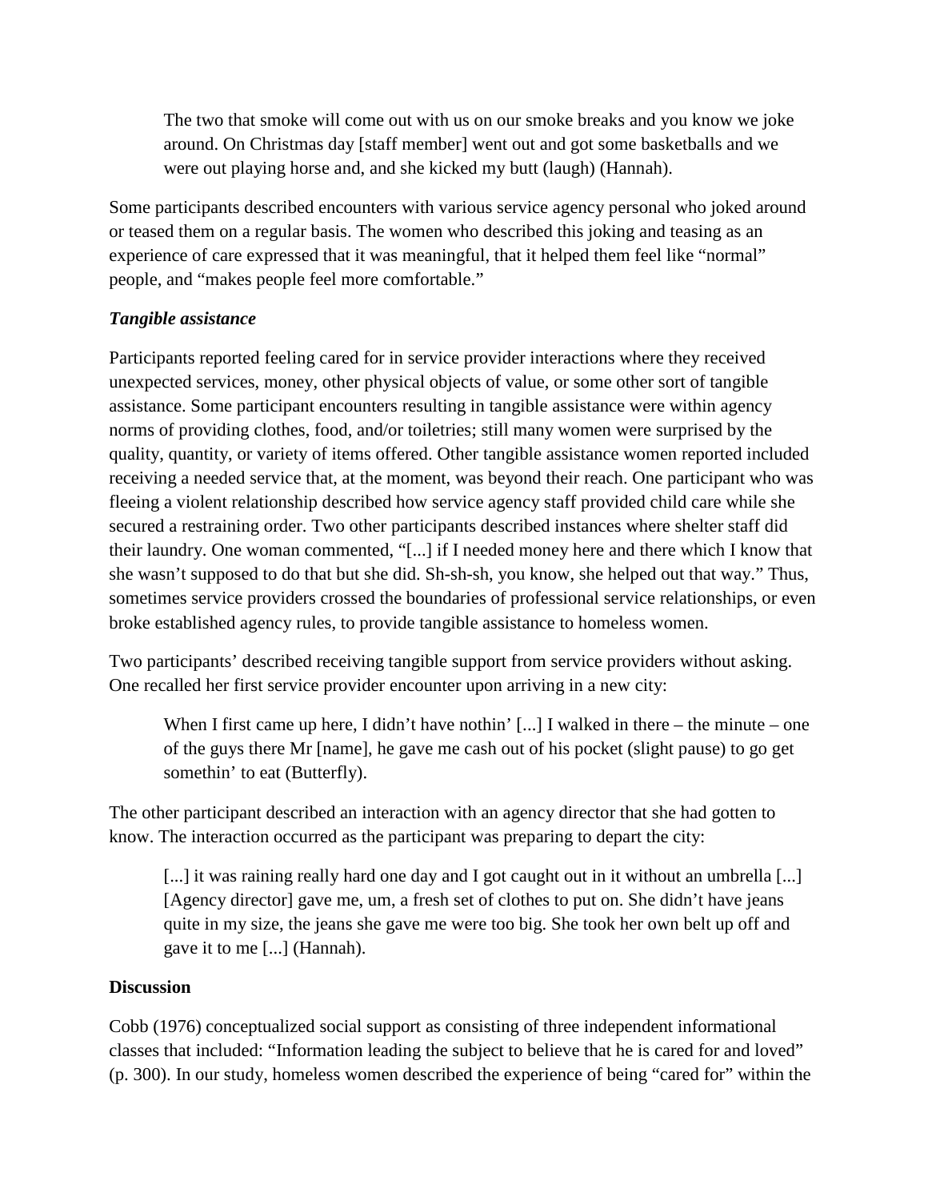> The two that smoke will come out with us on our smoke breaks and you know we joke around. On Christmas day [staff member] went out and got some basketballs and we were out playing horse and, and she kicked my butt (laugh) (Hannah).

Some participants described encounters with various service agency personal who joked around or teased them on a regular basis. The women who described this joking and teasing as an experience of care expressed that it was meaningful, that it helped them feel like "normal" people, and "makes people feel more comfortable."

### *Tangible assistance*

Participants reported feeling cared for in service provider interactions where they received unexpected services, money, other physical objects of value, or some other sort of tangible assistance. Some participant encounters resulting in tangible assistance were within agency norms of providing clothes, food, and/or toiletries; still many women were surprised by the quality, quantity, or variety of items offered. Other tangible assistance women reported included receiving a needed service that, at the moment, was beyond their reach. One participant who was fleeing a violent relationship described how service agency staff provided child care while she secured a restraining order. Two other participants described instances where shelter staff did their laundry. One woman commented, "[...] if I needed money here and there which I know that she wasn't supposed to do that but she did. Sh-sh-sh, you know, she helped out that way." Thus, sometimes service providers crossed the boundaries of professional service relationships, or even broke established agency rules, to provide tangible assistance to homeless women.

Two participants' described receiving tangible support from service providers without asking. One recalled her first service provider encounter upon arriving in a new city:

> When I first came up here, I didn't have nothin' [...] I walked in there – the minute – one of the guys there Mr [name], he gave me cash out of his pocket (slight pause) to go get somethin' to eat (Butterfly).

The other participant described an interaction with an agency director that she had gotten to know. The interaction occurred as the participant was preparing to depart the city:

> [...] it was raining really hard one day and I got caught out in it without an umbrella [...] [Agency director] gave me, um, a fresh set of clothes to put on. She didn't have jeans quite in my size, the jeans she gave me were too big. She took her own belt up off and gave it to me [...] (Hannah).

## Discussion

Cobb (1976) conceptualized social support as consisting of three independent informational classes that included: "Information leading the subject to believe that he is cared for and loved" (p. 300). In our study, homeless women described the experience of being "cared for" within the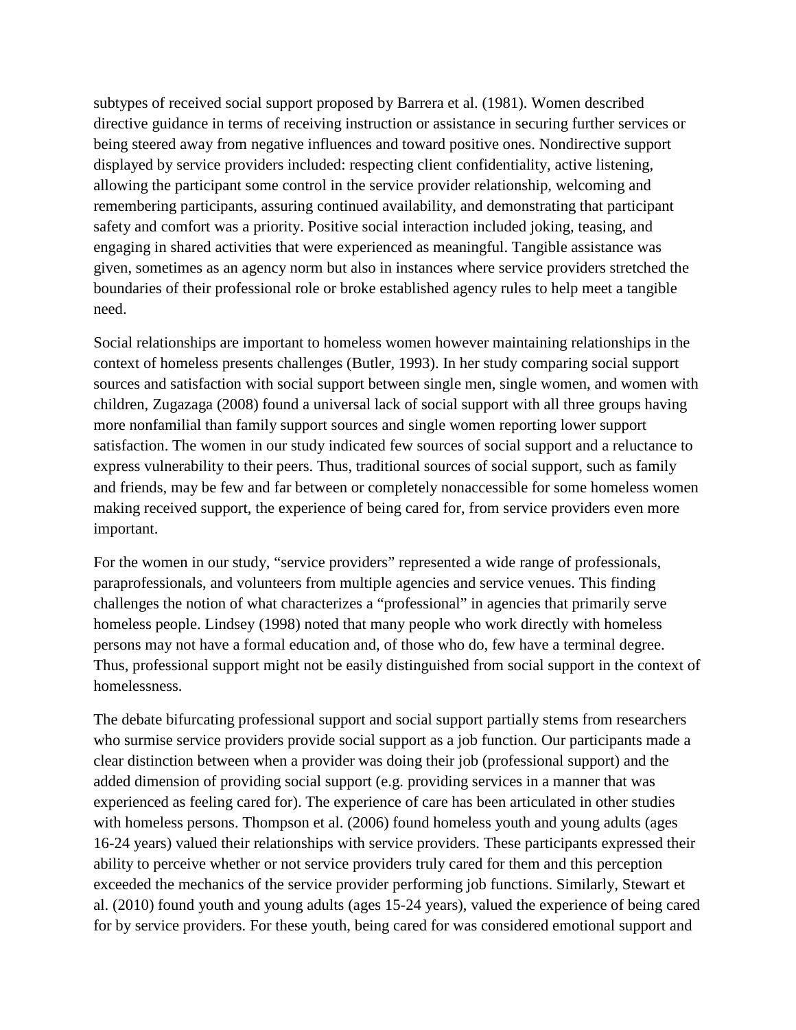subtypes of received social support proposed by Barrera et al. (1981). Women described directive guidance in terms of receiving instruction or assistance in securing further services or being steered away from negative influences and toward positive ones. Nondirective support displayed by service providers included: respecting client confidentiality, active listening, allowing the participant some control in the service provider relationship, welcoming and remembering participants, assuring continued availability, and demonstrating that participant safety and comfort was a priority. Positive social interaction included joking, teasing, and engaging in shared activities that were experienced as meaningful. Tangible assistance was given, sometimes as an agency norm but also in instances where service providers stretched the boundaries of their professional role or broke established agency rules to help meet a tangible need.

Social relationships are important to homeless women however maintaining relationships in the context of homeless presents challenges (Butler, 1993). In her study comparing social support sources and satisfaction with social support between single men, single women, and women with children, Zugazaga (2008) found a universal lack of social support with all three groups having more nonfamilial than family support sources and single women reporting lower support satisfaction. The women in our study indicated few sources of social support and a reluctance to express vulnerability to their peers. Thus, traditional sources of social support, such as family and friends, may be few and far between or completely nonaccessible for some homeless women making received support, the experience of being cared for, from service providers even more important.

For the women in our study, "service providers" represented a wide range of professionals, paraprofessionals, and volunteers from multiple agencies and service venues. This finding challenges the notion of what characterizes a "professional" in agencies that primarily serve homeless people. Lindsey (1998) noted that many people who work directly with homeless persons may not have a formal education and, of those who do, few have a terminal degree. Thus, professional support might not be easily distinguished from social support in the context of homelessness.

The debate bifurcating professional support and social support partially stems from researchers who surmise service providers provide social support as a job function. Our participants made a clear distinction between when a provider was doing their job (professional support) and the added dimension of providing social support (e.g. providing services in a manner that was experienced as feeling cared for). The experience of care has been articulated in other studies with homeless persons. Thompson et al. (2006) found homeless youth and young adults (ages 16-24 years) valued their relationships with service providers. These participants expressed their ability to perceive whether or not service providers truly cared for them and this perception exceeded the mechanics of the service provider performing job functions. Similarly, Stewart et al. (2010) found youth and young adults (ages 15-24 years), valued the experience of being cared for by service providers. For these youth, being cared for was considered emotional support and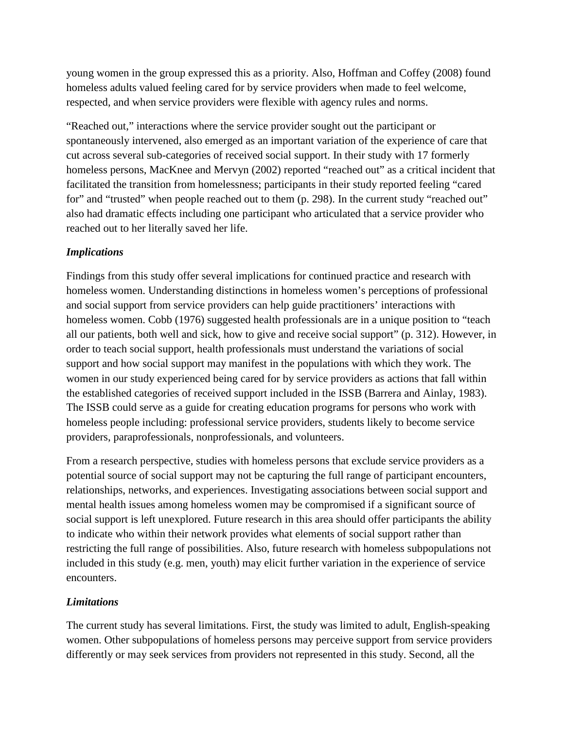young women in the group expressed this as a priority. Also, Hoffman and Coffey (2008) found homeless adults valued feeling cared for by service providers when made to feel welcome, respected, and when service providers were flexible with agency rules and norms.

"Reached out," interactions where the service provider sought out the participant or spontaneously intervened, also emerged as an important variation of the experience of care that cut across several sub-categories of received social support. In their study with 17 formerly homeless persons, MacKnee and Mervyn (2002) reported "reached out" as a critical incident that facilitated the transition from homelessness; participants in their study reported feeling "cared for" and "trusted" when people reached out to them (p. 298). In the current study "reached out" also had dramatic effects including one participant who articulated that a service provider who reached out to her literally saved her life.

### *Implications*

Findings from this study offer several implications for continued practice and research with homeless women. Understanding distinctions in homeless women's perceptions of professional and social support from service providers can help guide practitioners' interactions with homeless women. Cobb (1976) suggested health professionals are in a unique position to "teach all our patients, both well and sick, how to give and receive social support" (p. 312). However, in order to teach social support, health professionals must understand the variations of social support and how social support may manifest in the populations with which they work. The women in our study experienced being cared for by service providers as actions that fall within the established categories of received support included in the ISSB (Barrera and Ainlay, 1983). The ISSB could serve as a guide for creating education programs for persons who work with homeless people including: professional service providers, students likely to become service providers, paraprofessionals, nonprofessionals, and volunteers.

From a research perspective, studies with homeless persons that exclude service providers as a potential source of social support may not be capturing the full range of participant encounters, relationships, networks, and experiences. Investigating associations between social support and mental health issues among homeless women may be compromised if a significant source of social support is left unexplored. Future research in this area should offer participants the ability to indicate who within their network provides what elements of social support rather than restricting the full range of possibilities. Also, future research with homeless subpopulations not included in this study (e.g. men, youth) may elicit further variation in the experience of service encounters.

### *Limitations*

The current study has several limitations. First, the study was limited to adult, English-speaking women. Other subpopulations of homeless persons may perceive support from service providers differently or may seek services from providers not represented in this study. Second, all the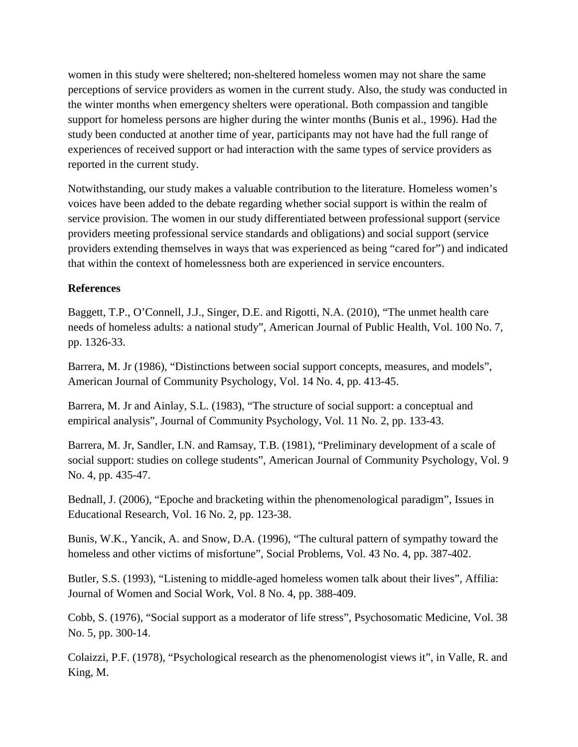women in this study were sheltered; non-sheltered homeless women may not share the same perceptions of service providers as women in the current study. Also, the study was conducted in the winter months when emergency shelters were operational. Both compassion and tangible support for homeless persons are higher during the winter months (Bunis et al., 1996). Had the study been conducted at another time of year, participants may not have had the full range of experiences of received support or had interaction with the same types of service providers as reported in the current study.

Notwithstanding, our study makes a valuable contribution to the literature. Homeless women's voices have been added to the debate regarding whether social support is within the realm of service provision. The women in our study differentiated between professional support (service providers meeting professional service standards and obligations) and social support (service providers extending themselves in ways that was experienced as being "cared for") and indicated that within the context of homelessness both are experienced in service encounters.

**References**

Baggett, T.P., O'Connell, J.J., Singer, D.E. and Rigotti, N.A. (2010), "The unmet health care needs of homeless adults: a national study", American Journal of Public Health, Vol. 100 No. 7, pp. 1326-33.

Barrera, M. Jr (1986), "Distinctions between social support concepts, measures, and models", American Journal of Community Psychology, Vol. 14 No. 4, pp. 413-45.

Barrera, M. Jr and Ainlay, S.L. (1983), "The structure of social support: a conceptual and empirical analysis", Journal of Community Psychology, Vol. 11 No. 2, pp. 133-43.

Barrera, M. Jr, Sandler, I.N. and Ramsay, T.B. (1981), "Preliminary development of a scale of social support: studies on college students", American Journal of Community Psychology, Vol. 9 No. 4, pp. 435-47.

Bednall, J. (2006), "Epoche and bracketing within the phenomenological paradigm", Issues in Educational Research, Vol. 16 No. 2, pp. 123-38.

Bunis, W.K., Yancik, A. and Snow, D.A. (1996), "The cultural pattern of sympathy toward the homeless and other victims of misfortune", Social Problems, Vol. 43 No. 4, pp. 387-402.

Butler, S.S. (1993), "Listening to middle-aged homeless women talk about their lives", Affilia: Journal of Women and Social Work, Vol. 8 No. 4, pp. 388-409.

Cobb, S. (1976), "Social support as a moderator of life stress", Psychosomatic Medicine, Vol. 38 No. 5, pp. 300-14.

Colaizzi, P.F. (1978), "Psychological research as the phenomenologist views it", in Valle, R. and King, M.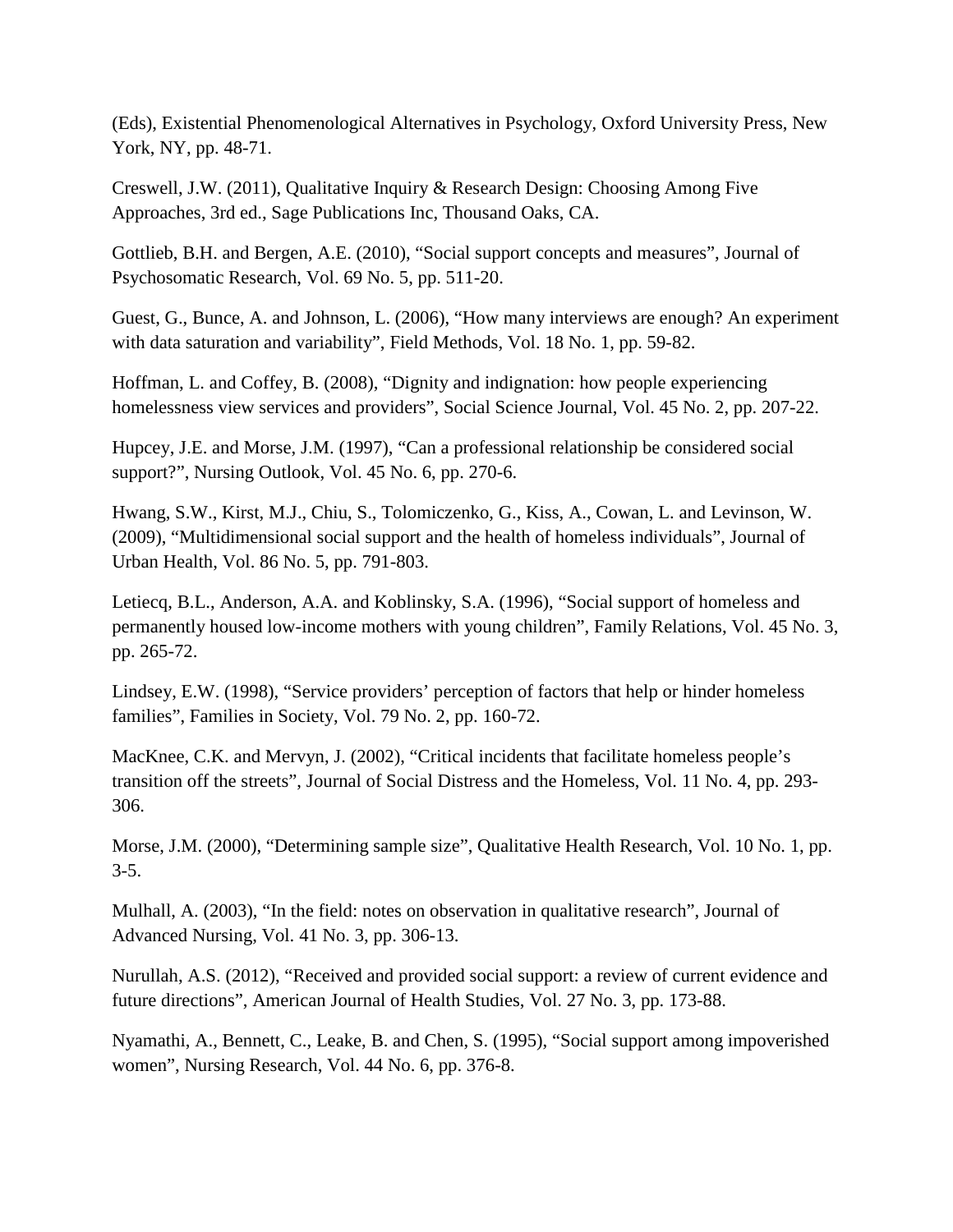(Eds), Existential Phenomenological Alternatives in Psychology, Oxford University Press, New York, NY, pp. 48-71.

Creswell, J.W. (2011), Qualitative Inquiry & Research Design: Choosing Among Five Approaches, 3rd ed., Sage Publications Inc, Thousand Oaks, CA.

Gottlieb, B.H. and Bergen, A.E. (2010), "Social support concepts and measures", Journal of Psychosomatic Research, Vol. 69 No. 5, pp. 511-20.

Guest, G., Bunce, A. and Johnson, L. (2006), "How many interviews are enough? An experiment with data saturation and variability", Field Methods, Vol. 18 No. 1, pp. 59-82.

Hoffman, L. and Coffey, B. (2008), "Dignity and indignation: how people experiencing homelessness view services and providers", Social Science Journal, Vol. 45 No. 2, pp. 207-22.

Hupcey, J.E. and Morse, J.M. (1997), "Can a professional relationship be considered social support?", Nursing Outlook, Vol. 45 No. 6, pp. 270-6.

Hwang, S.W., Kirst, M.J., Chiu, S., Tolomiczenko, G., Kiss, A., Cowan, L. and Levinson, W. (2009), "Multidimensional social support and the health of homeless individuals", Journal of Urban Health, Vol. 86 No. 5, pp. 791-803.

Letiecq, B.L., Anderson, A.A. and Koblinsky, S.A. (1996), "Social support of homeless and permanently housed low-income mothers with young children", Family Relations, Vol. 45 No. 3, pp. 265-72.

Lindsey, E.W. (1998), "Service providers' perception of factors that help or hinder homeless families", Families in Society, Vol. 79 No. 2, pp. 160-72.

MacKnee, C.K. and Mervyn, J. (2002), "Critical incidents that facilitate homeless people's transition off the streets", Journal of Social Distress and the Homeless, Vol. 11 No. 4, pp. 293-306.

Morse, J.M. (2000), "Determining sample size", Qualitative Health Research, Vol. 10 No. 1, pp. 3-5.

Mulhall, A. (2003), "In the field: notes on observation in qualitative research", Journal of Advanced Nursing, Vol. 41 No. 3, pp. 306-13.

Nurullah, A.S. (2012), "Received and provided social support: a review of current evidence and future directions", American Journal of Health Studies, Vol. 27 No. 3, pp. 173-88.

Nyamathi, A., Bennett, C., Leake, B. and Chen, S. (1995), "Social support among impoverished women", Nursing Research, Vol. 44 No. 6, pp. 376-8.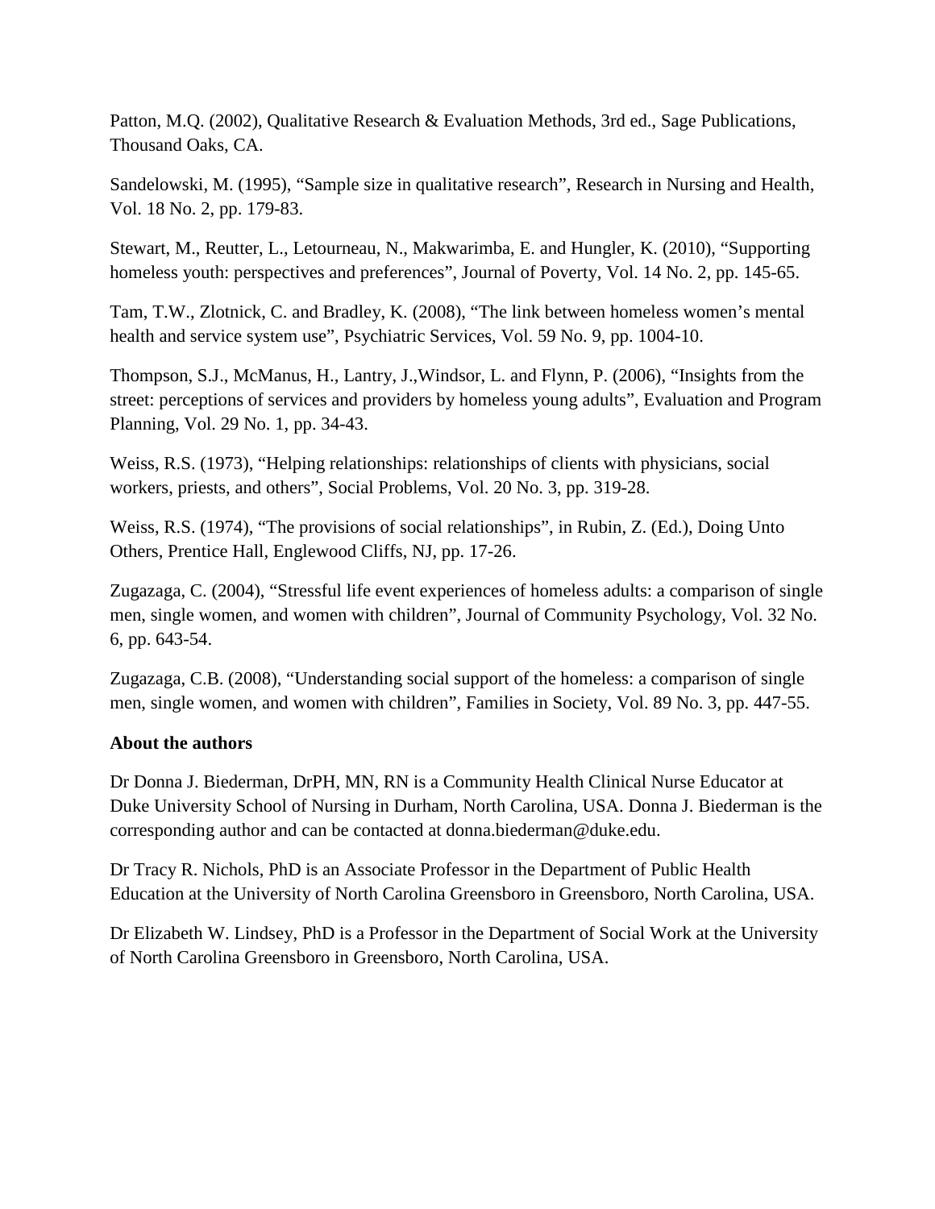Patton, M.Q. (2002), Qualitative Research & Evaluation Methods, 3rd ed., Sage Publications, Thousand Oaks, CA.

Sandelowski, M. (1995), "Sample size in qualitative research", Research in Nursing and Health, Vol. 18 No. 2, pp. 179-83.

Stewart, M., Reutter, L., Letourneau, N., Makwarimba, E. and Hungler, K. (2010), "Supporting homeless youth: perspectives and preferences", Journal of Poverty, Vol. 14 No. 2, pp. 145-65.

Tam, T.W., Zlotnick, C. and Bradley, K. (2008), "The link between homeless women's mental health and service system use", Psychiatric Services, Vol. 59 No. 9, pp. 1004-10.

Thompson, S.J., McManus, H., Lantry, J.,Windsor, L. and Flynn, P. (2006), "Insights from the street: perceptions of services and providers by homeless young adults", Evaluation and Program Planning, Vol. 29 No. 1, pp. 34-43.

Weiss, R.S. (1973), "Helping relationships: relationships of clients with physicians, social workers, priests, and others", Social Problems, Vol. 20 No. 3, pp. 319-28.

Weiss, R.S. (1974), "The provisions of social relationships", in Rubin, Z. (Ed.), Doing Unto Others, Prentice Hall, Englewood Cliffs, NJ, pp. 17-26.

Zugazaga, C. (2004), "Stressful life event experiences of homeless adults: a comparison of single men, single women, and women with children", Journal of Community Psychology, Vol. 32 No. 6, pp. 643-54.

Zugazaga, C.B. (2008), "Understanding social support of the homeless: a comparison of single men, single women, and women with children", Families in Society, Vol. 89 No. 3, pp. 447-55.

**About the authors**

Dr Donna J. Biederman, DrPH, MN, RN is a Community Health Clinical Nurse Educator at Duke University School of Nursing in Durham, North Carolina, USA. Donna J. Biederman is the corresponding author and can be contacted at donna.biederman@duke.edu.

Dr Tracy R. Nichols, PhD is an Associate Professor in the Department of Public Health Education at the University of North Carolina Greensboro in Greensboro, North Carolina, USA.

Dr Elizabeth W. Lindsey, PhD is a Professor in the Department of Social Work at the University of North Carolina Greensboro in Greensboro, North Carolina, USA.